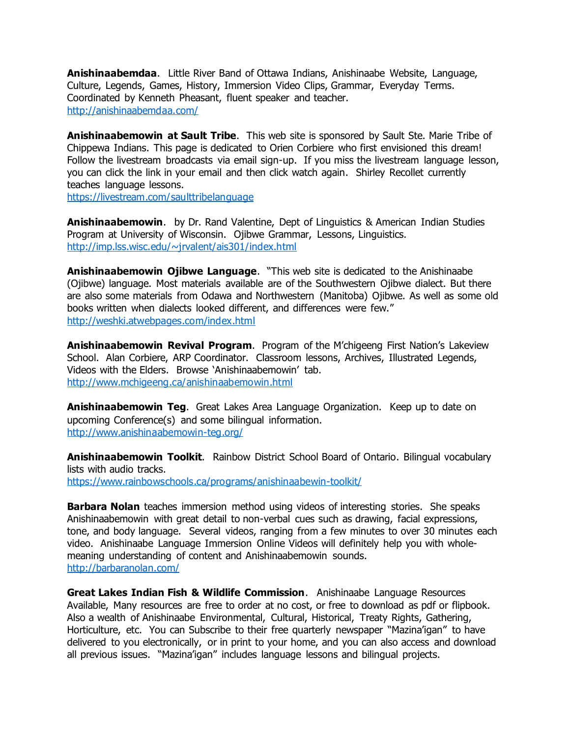**Anishinaabemdaa**. Little River Band of Ottawa Indians, Anishinaabe Website, Language, Culture, Legends, Games, History, Immersion Video Clips, Grammar, Everyday Terms. Coordinated by Kenneth Pheasant, fluent speaker and teacher.
http://anishinaabemdaa.com/

**Anishinaabemowin at Sault Tribe**. This web site is sponsored by Sault Ste. Marie Tribe of Chippewa Indians. This page is dedicated to Orien Corbiere who first envisioned this dream! Follow the livestream broadcasts via email sign-up. If you miss the livestream language lesson, you can click the link in your email and then click watch again. Shirley Recollet currently teaches language lessons.
https://livestream.com/saulttribelanguage

**Anishinaabemowin**. by Dr. Rand Valentine, Dept of Linguistics & American Indian Studies Program at University of Wisconsin. Ojibwe Grammar, Lessons, Linguistics.
http://imp.lss.wisc.edu/~jrvalent/ais301/index.html

**Anishinaabemowin Ojibwe Language**. "This web site is dedicated to the Anishinaabe (Ojibwe) language. Most materials available are of the Southwestern Ojibwe dialect. But there are also some materials from Odawa and Northwestern (Manitoba) Ojibwe. As well as some old books written when dialects looked different, and differences were few."
http://weshki.atwebpages.com/index.html

**Anishinaabemowin Revival Program**. Program of the M'chigeeng First Nation's Lakeview School. Alan Corbiere, ARP Coordinator. Classroom lessons, Archives, Illustrated Legends, Videos with the Elders. Browse 'Anishinaabemowin' tab.
http://www.mchigeeng.ca/anishinaabemowin.html

**Anishinaabemowin Teg**. Great Lakes Area Language Organization. Keep up to date on upcoming Conference(s) and some bilingual information.
http://www.anishinaabemowin-teg.org/

**Anishinaabemowin Toolkit**. Rainbow District School Board of Ontario. Bilingual vocabulary lists with audio tracks.
https://www.rainbowschools.ca/programs/anishinaabewin-toolkit/

**Barbara Nolan** teaches immersion method using videos of interesting stories. She speaks Anishinaabemowin with great detail to non-verbal cues such as drawing, facial expressions, tone, and body language. Several videos, ranging from a few minutes to over 30 minutes each video. Anishinaabe Language Immersion Online Videos will definitely help you with whole-meaning understanding of content and Anishinaabemowin sounds.
http://barbaranolan.com/

**Great Lakes Indian Fish & Wildlife Commission**. Anishinaabe Language Resources Available, Many resources are free to order at no cost, or free to download as pdf or flipbook. Also a wealth of Anishinaabe Environmental, Cultural, Historical, Treaty Rights, Gathering, Horticulture, etc. You can Subscribe to their free quarterly newspaper "Mazina'igan" to have delivered to you electronically, or in print to your home, and you can also access and download all previous issues. "Mazina'igan" includes language lessons and bilingual projects.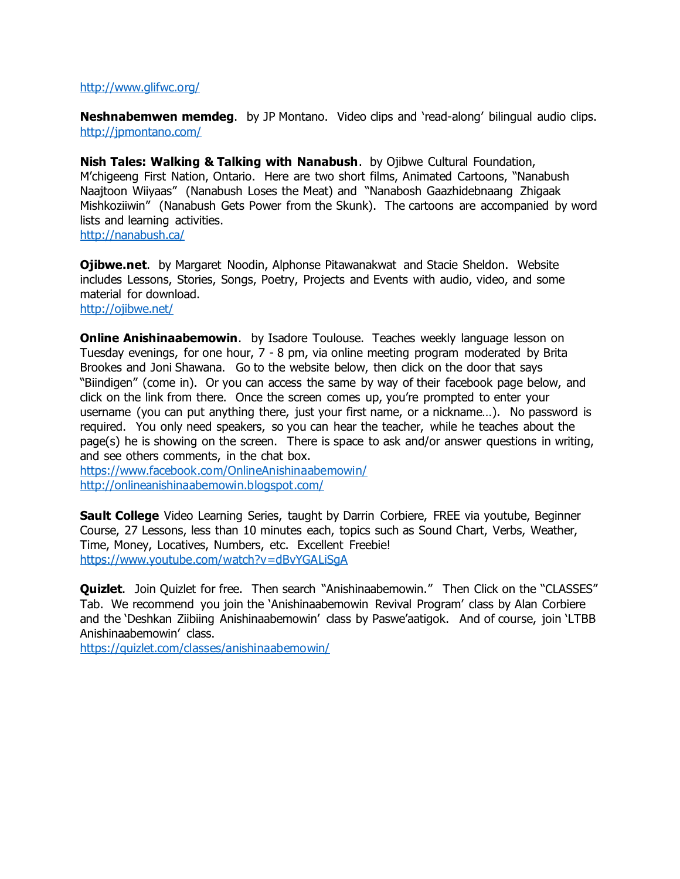http://www.glifwc.org/

**Neshnabemwen memdeg**. by JP Montano. Video clips and 'read-along' bilingual audio clips.
http://jpmontano.com/

**Nish Tales: Walking & Talking with Nanabush**. by Ojibwe Cultural Foundation, M'chigeeng First Nation, Ontario. Here are two short films, Animated Cartoons, "Nanabush Naajtoon Wiiyaas" (Nanabush Loses the Meat) and "Nanabosh Gaazhidebnaang Zhigaak Mishkoziiwin" (Nanabush Gets Power from the Skunk). The cartoons are accompanied by word lists and learning activities.
http://nanabush.ca/

**Ojibwe.net**. by Margaret Noodin, Alphonse Pitawanakwat and Stacie Sheldon. Website includes Lessons, Stories, Songs, Poetry, Projects and Events with audio, video, and some material for download.
http://ojibwe.net/

**Online Anishinaabemowin**. by Isadore Toulouse. Teaches weekly language lesson on Tuesday evenings, for one hour, 7 - 8 pm, via online meeting program moderated by Brita Brookes and Joni Shawana. Go to the website below, then click on the door that says "Biindigen" (come in). Or you can access the same by way of their facebook page below, and click on the link from there. Once the screen comes up, you're prompted to enter your username (you can put anything there, just your first name, or a nickname…). No password is required. You only need speakers, so you can hear the teacher, while he teaches about the page(s) he is showing on the screen. There is space to ask and/or answer questions in writing, and see others comments, in the chat box.
https://www.facebook.com/OnlineAnishinaabemowin/
http://onlineanishinaabemowin.blogspot.com/

**Sault College** Video Learning Series, taught by Darrin Corbiere, FREE via youtube, Beginner Course, 27 Lessons, less than 10 minutes each, topics such as Sound Chart, Verbs, Weather, Time, Money, Locatives, Numbers, etc. Excellent Freebie!
https://www.youtube.com/watch?v=dBvYGALiSgA

**Quizlet**. Join Quizlet for free. Then search "Anishinaabemowin." Then Click on the "CLASSES" Tab. We recommend you join the 'Anishinaabemowin Revival Program' class by Alan Corbiere and the 'Deshkan Ziibiing Anishinaabemowin' class by Paswe'aatigok. And of course, join 'LTBB Anishinaabemowin' class.
https://quizlet.com/classes/anishinaabemowin/